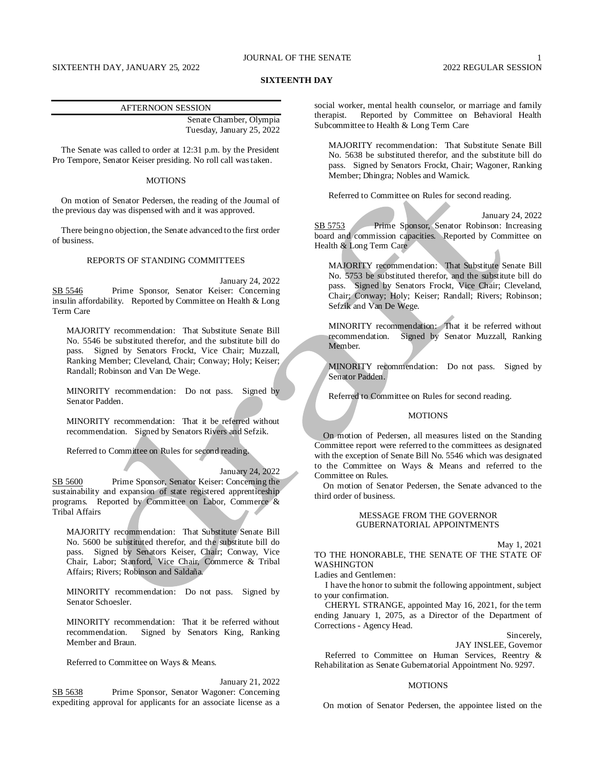# SIXTEENTH DAY

## AFTERNOON SESSION

Senate Chamber, Olympia
Tuesday, January 25, 2022

The Senate was called to order at 12:31 p.m. by the President Pro Tempore, Senator Keiser presiding. No roll call was taken.

### MOTIONS

On motion of Senator Pedersen, the reading of the Journal of the previous day was dispensed with and it was approved.

There being no objection, the Senate advanced to the first order of business.

### REPORTS OF STANDING COMMITTEES

January 24, 2022

SB 5546 Prime Sponsor, Senator Keiser: Concerning insulin affordability. Reported by Committee on Health & Long Term Care

MAJORITY recommendation: That Substitute Senate Bill No. 5546 be substituted therefor, and the substitute bill do pass. Signed by Senators Frockt, Vice Chair; Muzzall, Ranking Member; Cleveland, Chair; Conway; Holy; Keiser; Randall; Robinson and Van De Wege.

MINORITY recommendation: Do not pass. Signed by Senator Padden.

MINORITY recommendation: That it be referred without recommendation. Signed by Senators Rivers and Sefzik.

Referred to Committee on Rules for second reading.

January 24, 2022

SB 5600 Prime Sponsor, Senator Keiser: Concerning the sustainability and expansion of state registered apprenticeship programs. Reported by Committee on Labor, Commerce & Tribal Affairs

MAJORITY recommendation: That Substitute Senate Bill No. 5600 be substituted therefor, and the substitute bill do pass. Signed by Senators Keiser, Chair; Conway, Vice Chair, Labor; Stanford, Vice Chair, Commerce & Tribal Affairs; Rivers; Robinson and Saldaña.

MINORITY recommendation: Do not pass. Signed by Senator Schoesler.

MINORITY recommendation: That it be referred without recommendation. Signed by Senators King, Ranking Member and Braun.

Referred to Committee on Ways & Means.

January 21, 2022

SB 5638 Prime Sponsor, Senator Wagoner: Concerning expediting approval for applicants for an associate license as a social worker, mental health counselor, or marriage and family therapist. Reported by Committee on Behavioral Health Subcommittee to Health & Long Term Care

MAJORITY recommendation: That Substitute Senate Bill No. 5638 be substituted therefor, and the substitute bill do pass. Signed by Senators Frockt, Chair; Wagoner, Ranking Member; Dhingra; Nobles and Warnick.

Referred to Committee on Rules for second reading.

January 24, 2022

SB 5753 Prime Sponsor, Senator Robinson: Increasing board and commission capacities. Reported by Committee on Health & Long Term Care

MAJORITY recommendation: That Substitute Senate Bill No. 5753 be substituted therefor, and the substitute bill do pass. Signed by Senators Frockt, Vice Chair; Cleveland, Chair; Conway; Holy; Keiser; Randall; Rivers; Robinson; Sefzik and Van De Wege.

MINORITY recommendation: That it be referred without recommendation. Signed by Senator Muzzall, Ranking Member.

MINORITY recommendation: Do not pass. Signed by Senator Padden.

Referred to Committee on Rules for second reading.

### MOTIONS

On motion of Pedersen, all measures listed on the Standing Committee report were referred to the committees as designated with the exception of Senate Bill No. 5546 which was designated to the Committee on Ways & Means and referred to the Committee on Rules.

On motion of Senator Pedersen, the Senate advanced to the third order of business.

### MESSAGE FROM THE GOVERNOR
### GUBERNATORIAL APPOINTMENTS

May 1, 2021

TO THE HONORABLE, THE SENATE OF THE STATE OF WASHINGTON

Ladies and Gentlemen:

I have the honor to submit the following appointment, subject to your confirmation.

CHERYL STRANGE, appointed May 16, 2021, for the term ending January 1, 2075, as a Director of the Department of Corrections - Agency Head.

Sincerely,
JAY INSLEE, Governor

Referred to Committee on Human Services, Reentry & Rehabilitation as Senate Gubernatorial Appointment No. 9297.

### MOTIONS

On motion of Senator Pedersen, the appointee listed on the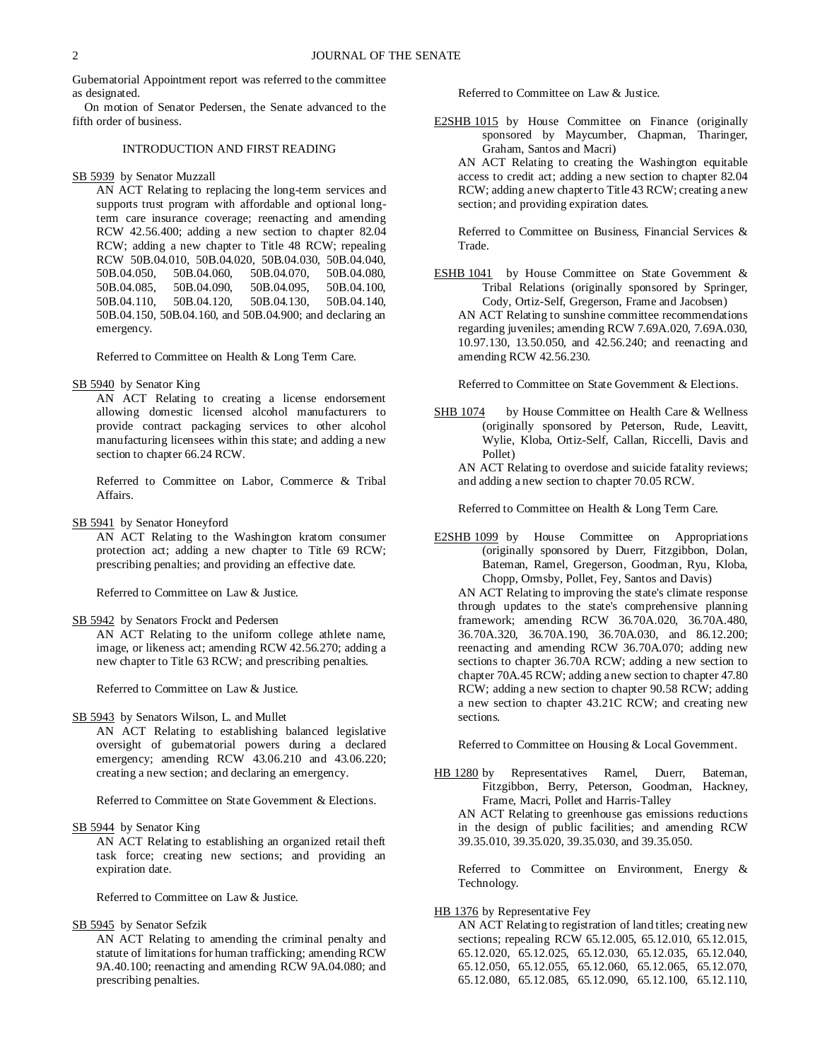Gubernatorial Appointment report was referred to the committee as designated.

On motion of Senator Pedersen, the Senate advanced to the fifth order of business.

## INTRODUCTION AND FIRST READING

SB 5939 by Senator Muzzall

AN ACT Relating to replacing the long-term services and supports trust program with affordable and optional long-term care insurance coverage; reenacting and amending RCW 42.56.400; adding a new section to chapter 82.04 RCW; adding a new chapter to Title 48 RCW; repealing RCW 50B.04.010, 50B.04.020, 50B.04.030, 50B.04.040, 50B.04.050, 50B.04.060, 50B.04.070, 50B.04.080, 50B.04.085, 50B.04.090, 50B.04.095, 50B.04.100, 50B.04.110, 50B.04.120, 50B.04.130, 50B.04.140, 50B.04.150, 50B.04.160, and 50B.04.900; and declaring an emergency.

Referred to Committee on Health & Long Term Care.

SB 5940 by Senator King

AN ACT Relating to creating a license endorsement allowing domestic licensed alcohol manufacturers to provide contract packaging services to other alcohol manufacturing licensees within this state; and adding a new section to chapter 66.24 RCW.

Referred to Committee on Labor, Commerce & Tribal Affairs.

SB 5941 by Senator Honeyford

AN ACT Relating to the Washington kratom consumer protection act; adding a new chapter to Title 69 RCW; prescribing penalties; and providing an effective date.

Referred to Committee on Law & Justice.

SB 5942 by Senators Frockt and Pedersen

AN ACT Relating to the uniform college athlete name, image, or likeness act; amending RCW 42.56.270; adding a new chapter to Title 63 RCW; and prescribing penalties.

Referred to Committee on Law & Justice.

SB 5943 by Senators Wilson, L. and Mullet

AN ACT Relating to establishing balanced legislative oversight of gubernatorial powers during a declared emergency; amending RCW 43.06.210 and 43.06.220; creating a new section; and declaring an emergency.

Referred to Committee on State Government & Elections.

SB 5944 by Senator King

AN ACT Relating to establishing an organized retail theft task force; creating new sections; and providing an expiration date.

Referred to Committee on Law & Justice.

SB 5945 by Senator Sefzik

AN ACT Relating to amending the criminal penalty and statute of limitations for human trafficking; amending RCW 9A.40.100; reenacting and amending RCW 9A.04.080; and prescribing penalties.

Referred to Committee on Law & Justice.

E2SHB 1015 by House Committee on Finance (originally sponsored by Maycumber, Chapman, Tharinger, Graham, Santos and Macri)

AN ACT Relating to creating the Washington equitable access to credit act; adding a new section to chapter 82.04 RCW; adding a new chapter to Title 43 RCW; creating a new section; and providing expiration dates.

Referred to Committee on Business, Financial Services & Trade.

ESHB 1041 by House Committee on State Government & Tribal Relations (originally sponsored by Springer, Cody, Ortiz-Self, Gregerson, Frame and Jacobsen)

AN ACT Relating to sunshine committee recommendations regarding juveniles; amending RCW 7.69A.020, 7.69A.030, 10.97.130, 13.50.050, and 42.56.240; and reenacting and amending RCW 42.56.230.

Referred to Committee on State Government & Elections.

SHB 1074 by House Committee on Health Care & Wellness (originally sponsored by Peterson, Rude, Leavitt, Wylie, Kloba, Ortiz-Self, Callan, Riccelli, Davis and Pollet)

AN ACT Relating to overdose and suicide fatality reviews; and adding a new section to chapter 70.05 RCW.

Referred to Committee on Health & Long Term Care.

E2SHB 1099 by House Committee on Appropriations (originally sponsored by Duerr, Fitzgibbon, Dolan, Bateman, Ramel, Gregerson, Goodman, Ryu, Kloba, Chopp, Ormsby, Pollet, Fey, Santos and Davis)

AN ACT Relating to improving the state's climate response through updates to the state's comprehensive planning framework; amending RCW 36.70A.020, 36.70A.480, 36.70A.320, 36.70A.190, 36.70A.030, and 86.12.200; reenacting and amending RCW 36.70A.070; adding new sections to chapter 36.70A RCW; adding a new section to chapter 70A.45 RCW; adding a new section to chapter 47.80 RCW; adding a new section to chapter 90.58 RCW; adding a new section to chapter 43.21C RCW; and creating new sections.

Referred to Committee on Housing & Local Government.

HB 1280 by Representatives Ramel, Duerr, Bateman, Fitzgibbon, Berry, Peterson, Goodman, Hackney, Frame, Macri, Pollet and Harris-Talley

AN ACT Relating to greenhouse gas emissions reductions in the design of public facilities; and amending RCW 39.35.010, 39.35.020, 39.35.030, and 39.35.050.

Referred to Committee on Environment, Energy & Technology.

HB 1376 by Representative Fey

AN ACT Relating to registration of land titles; creating new sections; repealing RCW 65.12.005, 65.12.010, 65.12.015, 65.12.020, 65.12.025, 65.12.030, 65.12.035, 65.12.040, 65.12.050, 65.12.055, 65.12.060, 65.12.065, 65.12.070, 65.12.080, 65.12.085, 65.12.090, 65.12.100, 65.12.110,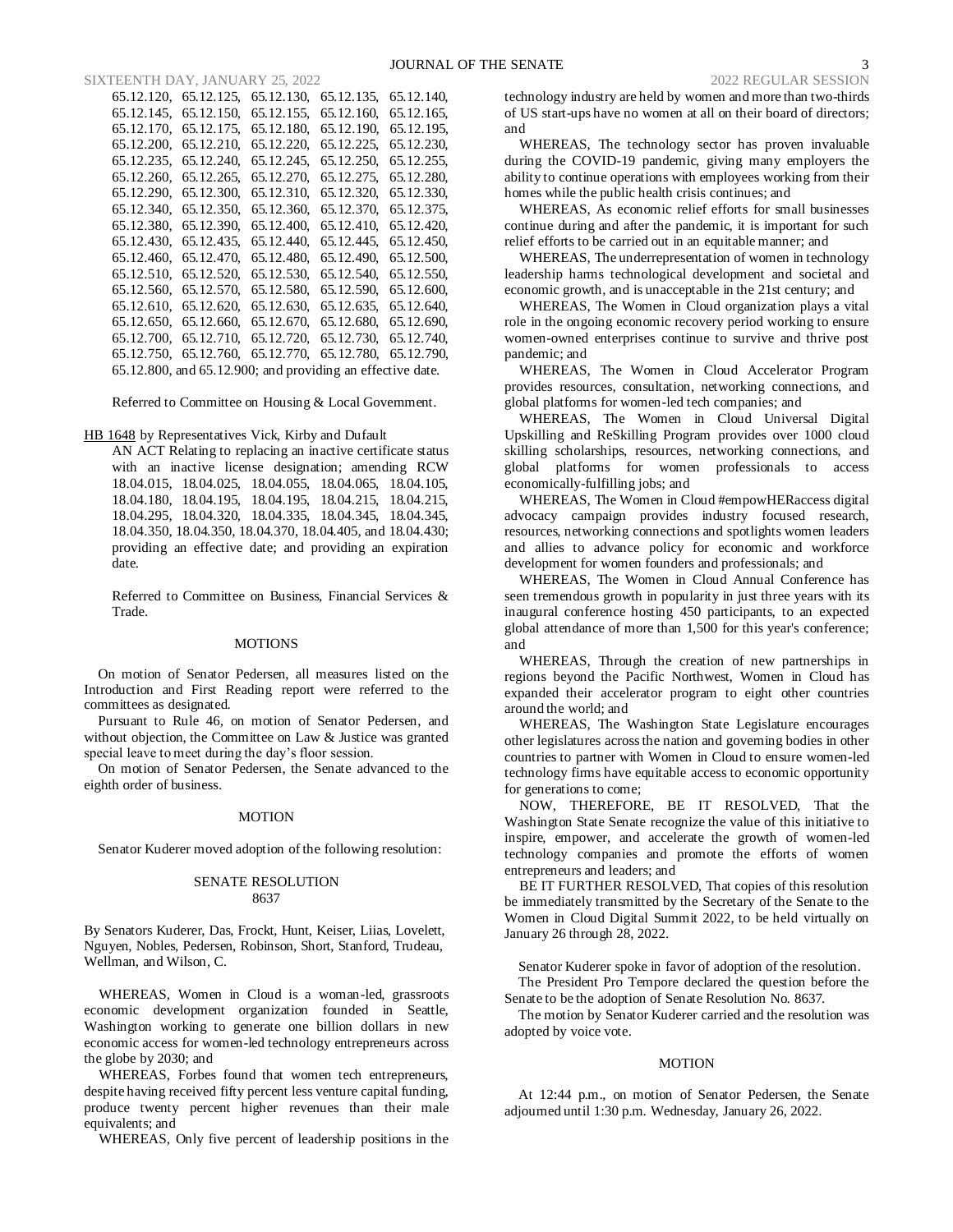65.12.120, 65.12.125, 65.12.130, 65.12.135, 65.12.140, 65.12.145, 65.12.150, 65.12.155, 65.12.160, 65.12.165, 65.12.170, 65.12.175, 65.12.180, 65.12.190, 65.12.195, 65.12.200, 65.12.210, 65.12.220, 65.12.225, 65.12.230, 65.12.235, 65.12.240, 65.12.245, 65.12.250, 65.12.255, 65.12.260, 65.12.265, 65.12.270, 65.12.275, 65.12.280, 65.12.290, 65.12.300, 65.12.310, 65.12.320, 65.12.330, 65.12.340, 65.12.350, 65.12.360, 65.12.370, 65.12.375, 65.12.380, 65.12.390, 65.12.400, 65.12.410, 65.12.420, 65.12.430, 65.12.435, 65.12.440, 65.12.445, 65.12.450, 65.12.460, 65.12.470, 65.12.480, 65.12.490, 65.12.500, 65.12.510, 65.12.520, 65.12.530, 65.12.540, 65.12.550, 65.12.560, 65.12.570, 65.12.580, 65.12.590, 65.12.600, 65.12.610, 65.12.620, 65.12.630, 65.12.635, 65.12.640, 65.12.650, 65.12.660, 65.12.670, 65.12.680, 65.12.690, 65.12.700, 65.12.710, 65.12.720, 65.12.730, 65.12.740, 65.12.750, 65.12.760, 65.12.770, 65.12.780, 65.12.790, 65.12.800, and 65.12.900; and providing an effective date.

Referred to Committee on Housing & Local Government.

HB 1648 by Representatives Vick, Kirby and Dufault

AN ACT Relating to replacing an inactive certificate status with an inactive license designation; amending RCW 18.04.015, 18.04.025, 18.04.055, 18.04.065, 18.04.105, 18.04.180, 18.04.195, 18.04.195, 18.04.215, 18.04.215, 18.04.295, 18.04.320, 18.04.335, 18.04.345, 18.04.345, 18.04.350, 18.04.350, 18.04.370, 18.04.405, and 18.04.430; providing an effective date; and providing an expiration date.

Referred to Committee on Business, Financial Services & Trade.

## MOTIONS

On motion of Senator Pedersen, all measures listed on the Introduction and First Reading report were referred to the committees as designated.

Pursuant to Rule 46, on motion of Senator Pedersen, and without objection, the Committee on Law & Justice was granted special leave to meet during the day's floor session.

On motion of Senator Pedersen, the Senate advanced to the eighth order of business.

## MOTION

Senator Kuderer moved adoption of the following resolution:

### SENATE RESOLUTION 8637

By Senators Kuderer, Das, Frockt, Hunt, Keiser, Liias, Lovelett, Nguyen, Nobles, Pedersen, Robinson, Short, Stanford, Trudeau, Wellman, and Wilson, C.

WHEREAS, Women in Cloud is a woman-led, grassroots economic development organization founded in Seattle, Washington working to generate one billion dollars in new economic access for women-led technology entrepreneurs across the globe by 2030; and

WHEREAS, Forbes found that women tech entrepreneurs, despite having received fifty percent less venture capital funding, produce twenty percent higher revenues than their male equivalents; and

WHEREAS, Only five percent of leadership positions in the technology industry are held by women and more than two-thirds of US start-ups have no women at all on their board of directors; and

WHEREAS, The technology sector has proven invaluable during the COVID-19 pandemic, giving many employers the ability to continue operations with employees working from their homes while the public health crisis continues; and

WHEREAS, As economic relief efforts for small businesses continue during and after the pandemic, it is important for such relief efforts to be carried out in an equitable manner; and

WHEREAS, The underrepresentation of women in technology leadership harms technological development and societal and economic growth, and is unacceptable in the 21st century; and

WHEREAS, The Women in Cloud organization plays a vital role in the ongoing economic recovery period working to ensure women-owned enterprises continue to survive and thrive post pandemic; and

WHEREAS, The Women in Cloud Accelerator Program provides resources, consultation, networking connections, and global platforms for women-led tech companies; and

WHEREAS, The Women in Cloud Universal Digital Upskilling and ReSkilling Program provides over 1000 cloud skilling scholarships, resources, networking connections, and global platforms for women professionals to access economically-fulfilling jobs; and

WHEREAS, The Women in Cloud #empowHERaccess digital advocacy campaign provides industry focused research, resources, networking connections and spotlights women leaders and allies to advance policy for economic and workforce development for women founders and professionals; and

WHEREAS, The Women in Cloud Annual Conference has seen tremendous growth in popularity in just three years with its inaugural conference hosting 450 participants, to an expected global attendance of more than 1,500 for this year's conference; and

WHEREAS, Through the creation of new partnerships in regions beyond the Pacific Northwest, Women in Cloud has expanded their accelerator program to eight other countries around the world; and

WHEREAS, The Washington State Legislature encourages other legislatures across the nation and governing bodies in other countries to partner with Women in Cloud to ensure women-led technology firms have equitable access to economic opportunity for generations to come;

NOW, THEREFORE, BE IT RESOLVED, That the Washington State Senate recognize the value of this initiative to inspire, empower, and accelerate the growth of women-led technology companies and promote the efforts of women entrepreneurs and leaders; and

BE IT FURTHER RESOLVED, That copies of this resolution be immediately transmitted by the Secretary of the Senate to the Women in Cloud Digital Summit 2022, to be held virtually on January 26 through 28, 2022.

Senator Kuderer spoke in favor of adoption of the resolution.

The President Pro Tempore declared the question before the Senate to be the adoption of Senate Resolution No. 8637.

The motion by Senator Kuderer carried and the resolution was adopted by voice vote.

## MOTION

At 12:44 p.m., on motion of Senator Pedersen, the Senate adjourned until 1:30 p.m. Wednesday, January 26, 2022.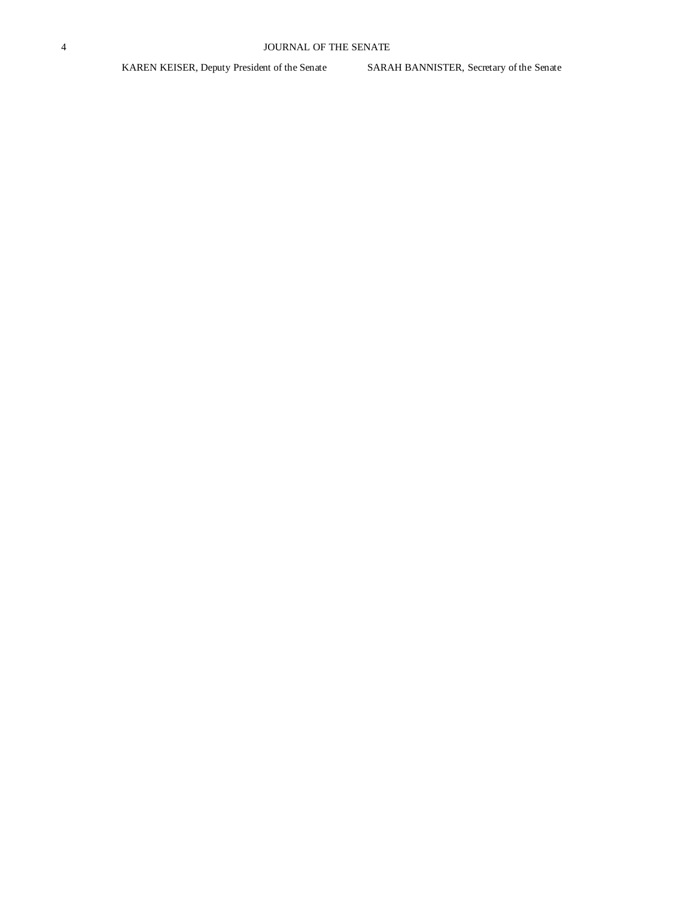KAREN KEISER, Deputy President of the Senate SARAH BANNISTER, Secretary of the Senate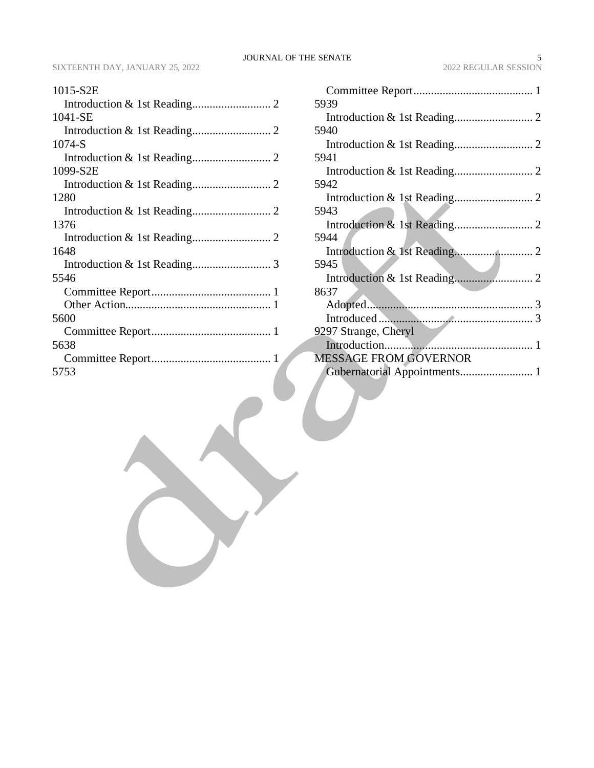1015-S2E
  Introduction & 1st Reading........................... 2
1041-SE
  Introduction & 1st Reading........................... 2
1074-S
  Introduction & 1st Reading........................... 2
1099-S2E
  Introduction & 1st Reading........................... 2
1280
  Introduction & 1st Reading........................... 2
1376
  Introduction & 1st Reading........................... 2
1648
  Introduction & 1st Reading........................... 3
5546
  Committee Report......................................... 1
  Other Action................................................. 1
5600
  Committee Report......................................... 1
5638
  Committee Report......................................... 1
5753
  Committee Report......................................... 1
5939
  Introduction & 1st Reading........................... 2
5940
  Introduction & 1st Reading........................... 2
5941
  Introduction & 1st Reading........................... 2
5942
  Introduction & 1st Reading........................... 2
5943
  Introduction & 1st Reading........................... 2
5944
  Introduction & 1st Reading........................... 2
5945
  Introduction & 1st Reading........................... 2
8637
  Adopted........................................................ 3
  Introduced .................................................... 3
9297 Strange, Cheryl
  Introduction.................................................. 1
MESSAGE FROM GOVERNOR
  Gubernatorial Appointments......................... 1